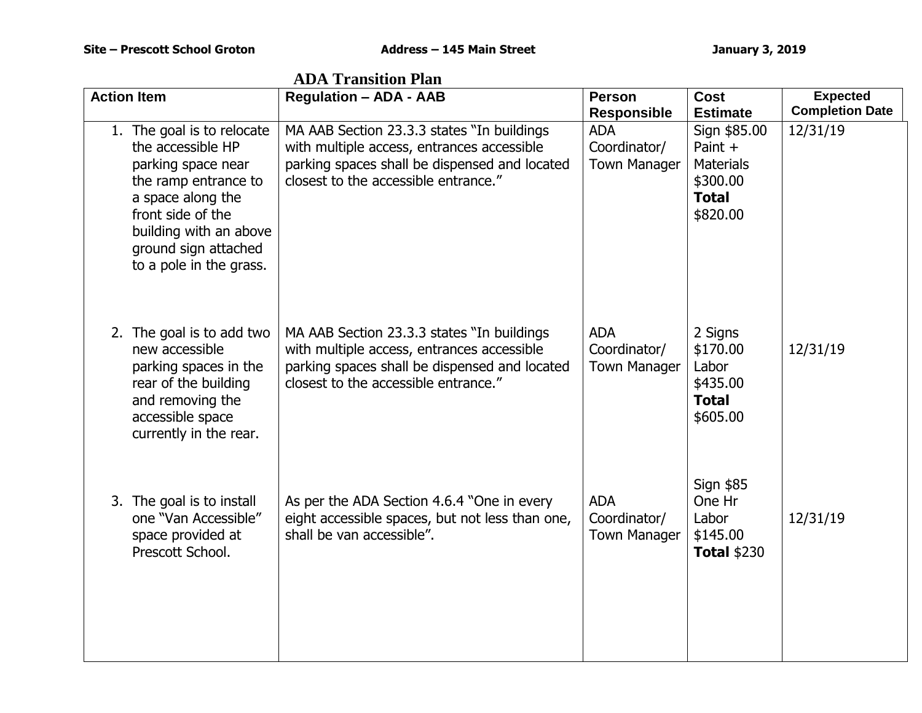**Site – Prescott School Groton** **Address – 145 Main Street** **January 3, 2019**

# ADA Transition Plan

| Action Item | Regulation – ADA - AAB | Person Responsible | Cost Estimate | Expected Completion Date |
|---|---|---|---|---|
| 1. The goal is to relocate the accessible HP parking space near the ramp entrance to a space along the front side of the building with an above ground sign attached to a pole in the grass. | MA AAB Section 23.3.3 states "In buildings with multiple access, entrances accessible parking spaces shall be dispensed and located closest to the accessible entrance." | ADA Coordinator/ Town Manager | Sign $85.00 Paint + Materials $300.00 **Total** $820.00 | 12/31/19 |
| 2. The goal is to add two new accessible parking spaces in the rear of the building and removing the accessible space currently in the rear. | MA AAB Section 23.3.3 states "In buildings with multiple access, entrances accessible parking spaces shall be dispensed and located closest to the accessible entrance." | ADA Coordinator/ Town Manager | 2 Signs $170.00 Labor $435.00 **Total** $605.00 | 12/31/19 |
| 3. The goal is to install one "Van Accessible" space provided at Prescott School. | As per the ADA Section 4.6.4 "One in every eight accessible spaces, but not less than one, shall be van accessible". | ADA Coordinator/ Town Manager | Sign $85 One Hr Labor $145.00 **Total** $230 | 12/31/19 |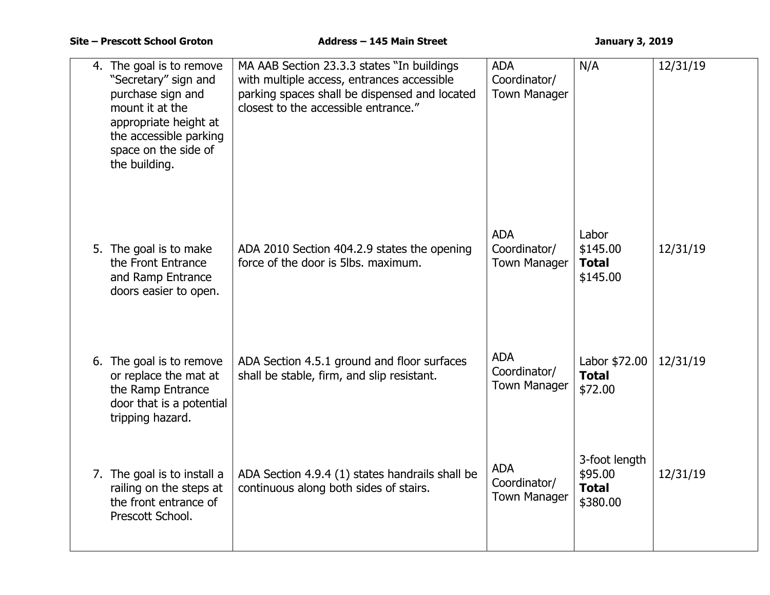| | | | | |
|---|---|---|---|---|
| 4. The goal is to remove “Secretary” sign and purchase sign and mount it at the appropriate height at the accessible parking space on the side of the building. | MA AAB Section 23.3.3 states “In buildings with multiple access, entrances accessible parking spaces shall be dispensed and located closest to the accessible entrance.” | ADA Coordinator/ Town Manager | N/A | 12/31/19 |
| 5. The goal is to make the Front Entrance and Ramp Entrance doors easier to open. | ADA 2010 Section 404.2.9 states the opening force of the door is 5lbs. maximum. | ADA Coordinator/ Town Manager | Labor $145.00 **Total** $145.00 | 12/31/19 |
| 6. The goal is to remove or replace the mat at the Ramp Entrance door that is a potential tripping hazard. | ADA Section 4.5.1 ground and floor surfaces shall be stable, firm, and slip resistant. | ADA Coordinator/ Town Manager | Labor $72.00 **Total** $72.00 | 12/31/19 |
| 7. The goal is to install a railing on the steps at the front entrance of Prescott School. | ADA Section 4.9.4 (1) states handrails shall be continuous along both sides of stairs. | ADA Coordinator/ Town Manager | 3-foot length $95.00 **Total** $380.00 | 12/31/19 |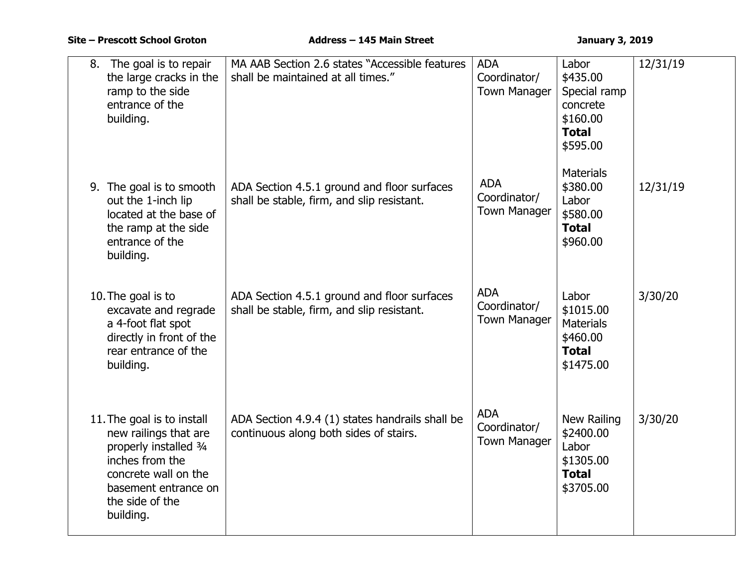**Site – Prescott School Groton** **Address – 145 Main Street** **January 3, 2019**

| | | | | |
|---|---|---|---|---|
| 8. The goal is to repair the large cracks in the ramp to the side entrance of the building. | MA AAB Section 2.6 states "Accessible features shall be maintained at all times." | ADA Coordinator/ Town Manager | Labor $435.00 Special ramp concrete $160.00 **Total** $595.00 | 12/31/19 |
| 9. The goal is to smooth out the 1-inch lip located at the base of the ramp at the side entrance of the building. | ADA Section 4.5.1 ground and floor surfaces shall be stable, firm, and slip resistant. | ADA Coordinator/ Town Manager | Materials $380.00 Labor $580.00 **Total** $960.00 | 12/31/19 |
| 10. The goal is to excavate and regrade a 4-foot flat spot directly in front of the rear entrance of the building. | ADA Section 4.5.1 ground and floor surfaces shall be stable, firm, and slip resistant. | ADA Coordinator/ Town Manager | Labor $1015.00 Materials $460.00 **Total** $1475.00 | 3/30/20 |
| 11. The goal is to install new railings that are properly installed ¾ inches from the concrete wall on the basement entrance on the side of the building. | ADA Section 4.9.4 (1) states handrails shall be continuous along both sides of stairs. | ADA Coordinator/ Town Manager | New Railing $2400.00 Labor $1305.00 **Total** $3705.00 | 3/30/20 |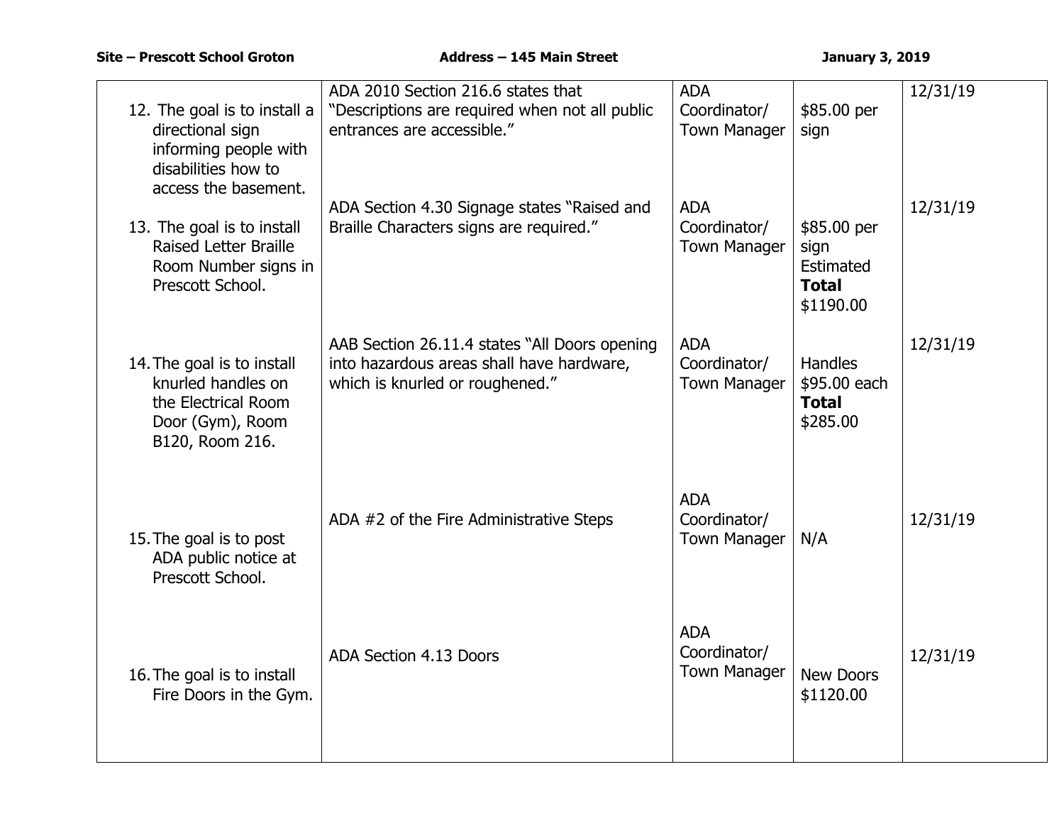| | | | | |
|---|---|---|---|---|
| 12. The goal is to install a directional sign informing people with disabilities how to access the basement. | ADA 2010 Section 216.6 states that "Descriptions are required when not all public entrances are accessible." | ADA Coordinator/ Town Manager | $85.00 per sign | 12/31/19 |
| 13. The goal is to install Raised Letter Braille Room Number signs in Prescott School. | ADA Section 4.30 Signage states "Raised and Braille Characters signs are required." | ADA Coordinator/ Town Manager | $85.00 per sign Estimated **Total** $1190.00 | 12/31/19 |
| 14. The goal is to install knurled handles on the Electrical Room Door (Gym), Room B120, Room 216. | AAB Section 26.11.4 states "All Doors opening into hazardous areas shall have hardware, which is knurled or roughened." | ADA Coordinator/ Town Manager | Handles $95.00 each **Total** $285.00 | 12/31/19 |
| 15. The goal is to post ADA public notice at Prescott School. | ADA #2 of the Fire Administrative Steps | ADA Coordinator/ Town Manager | N/A | 12/31/19 |
| 16. The goal is to install Fire Doors in the Gym. | ADA Section 4.13 Doors | ADA Coordinator/ Town Manager | New Doors $1120.00 | 12/31/19 |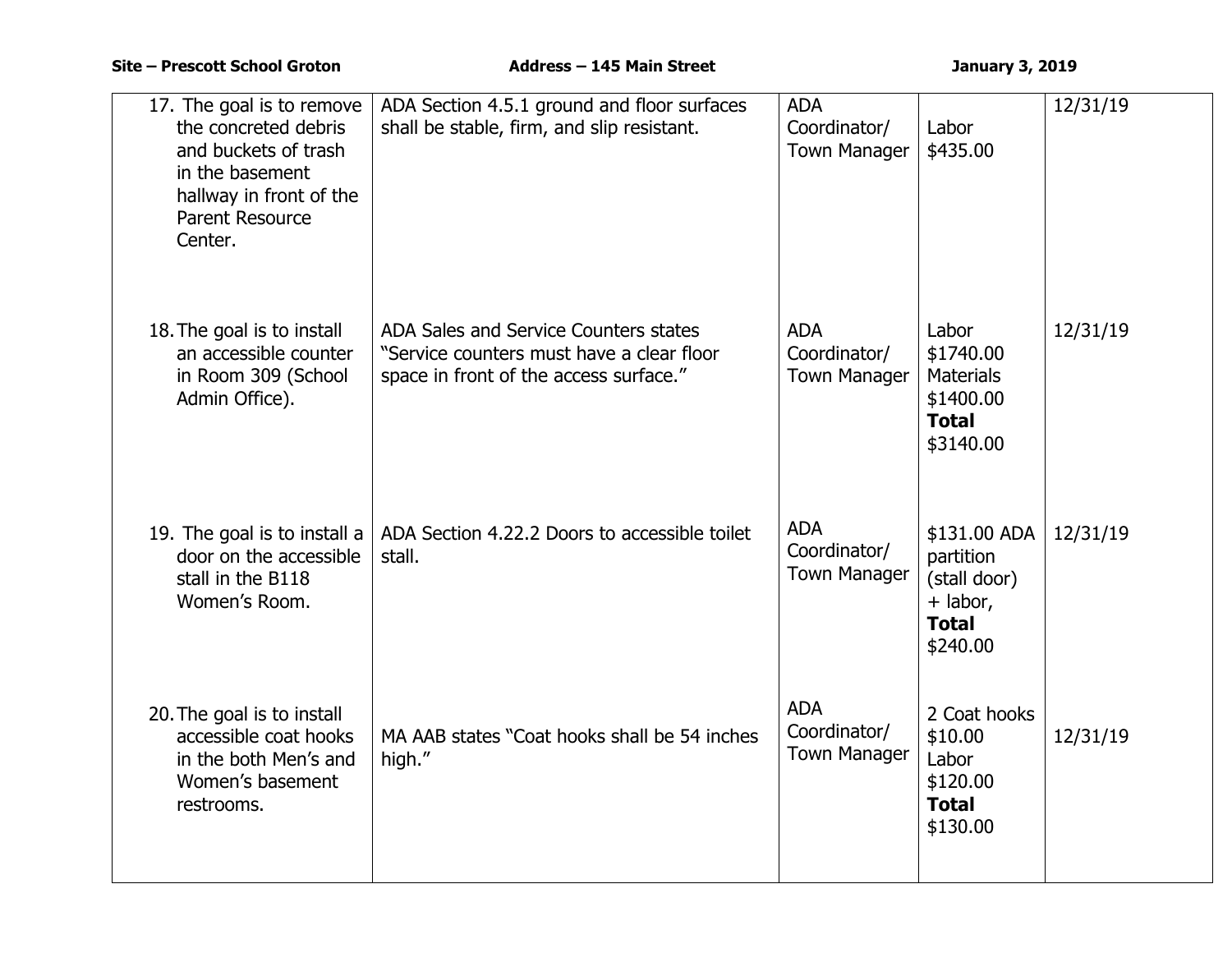| | | | | |
|---|---|---|---|---|
| 17. The goal is to remove the concreted debris and buckets of trash in the basement hallway in front of the Parent Resource Center. | ADA Section 4.5.1 ground and floor surfaces shall be stable, firm, and slip resistant. | ADA Coordinator/ Town Manager | Labor $435.00 | 12/31/19 |
| 18. The goal is to install an accessible counter in Room 309 (School Admin Office). | ADA Sales and Service Counters states "Service counters must have a clear floor space in front of the access surface." | ADA Coordinator/ Town Manager | Labor $1740.00 Materials $1400.00 **Total** $3140.00 | 12/31/19 |
| 19. The goal is to install a door on the accessible stall in the B118 Women's Room. | ADA Section 4.22.2 Doors to accessible toilet stall. | ADA Coordinator/ Town Manager | $131.00 ADA partition (stall door) + labor, **Total** $240.00 | 12/31/19 |
| 20. The goal is to install accessible coat hooks in the both Men's and Women's basement restrooms. | MA AAB states "Coat hooks shall be 54 inches high." | ADA Coordinator/ Town Manager | 2 Coat hooks $10.00 Labor $120.00 **Total** $130.00 | 12/31/19 |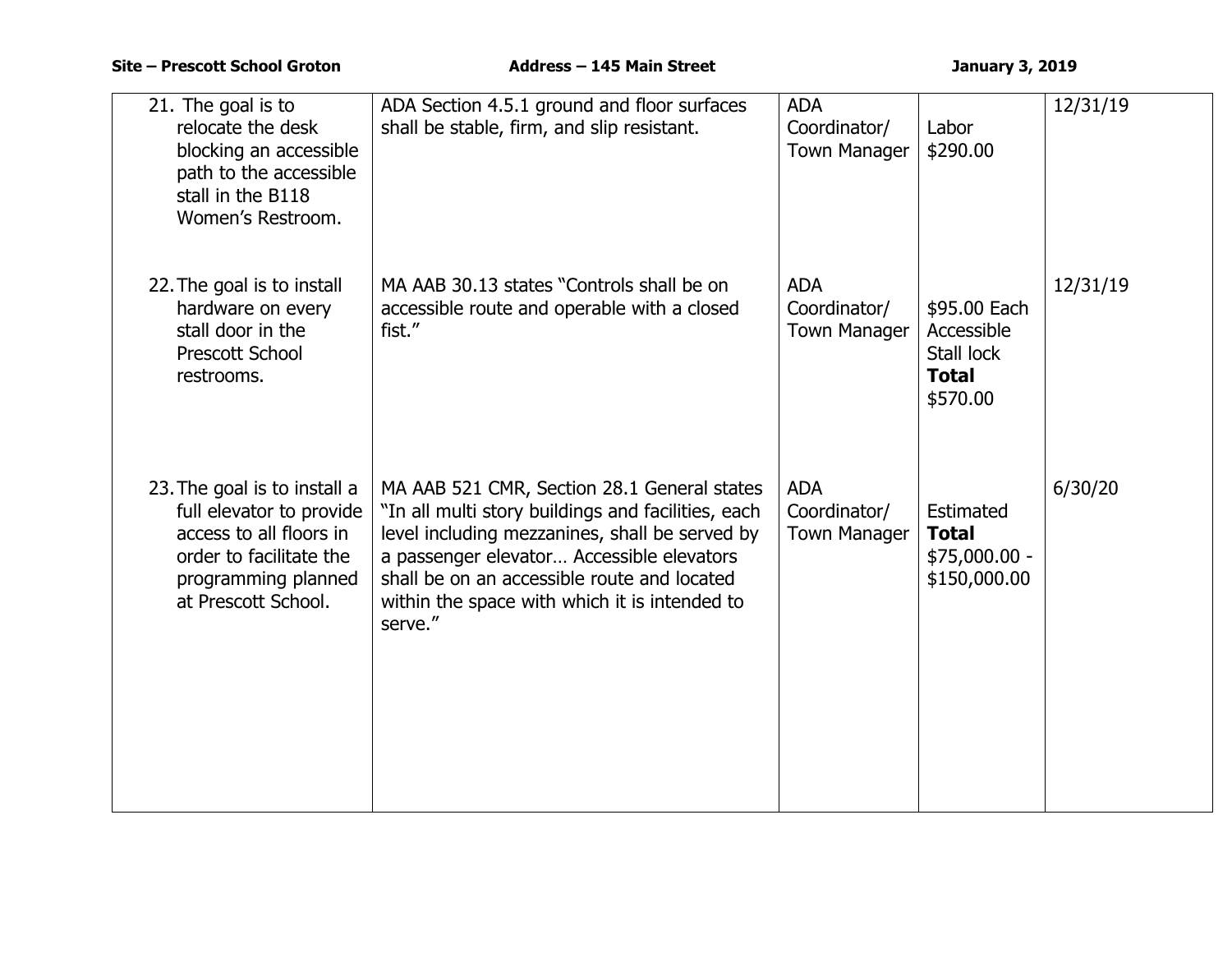**Site – Prescott School Groton** **Address – 145 Main Street** **January 3, 2019**

| | | | | |
|---|---|---|---|---|
| 21. The goal is to relocate the desk blocking an accessible path to the accessible stall in the B118 Women's Restroom. | ADA Section 4.5.1 ground and floor surfaces shall be stable, firm, and slip resistant. | ADA Coordinator/ Town Manager | Labor $290.00 | 12/31/19 |
| 22. The goal is to install hardware on every stall door in the Prescott School restrooms. | MA AAB 30.13 states "Controls shall be on accessible route and operable with a closed fist." | ADA Coordinator/ Town Manager | $95.00 Each Accessible Stall lock **Total** $570.00 | 12/31/19 |
| 23. The goal is to install a full elevator to provide access to all floors in order to facilitate the programming planned at Prescott School. | MA AAB 521 CMR, Section 28.1 General states "In all multi story buildings and facilities, each level including mezzanines, shall be served by a passenger elevator… Accessible elevators shall be on an accessible route and located within the space with which it is intended to serve." | ADA Coordinator/ Town Manager | Estimated **Total** $75,000.00 - $150,000.00 | 6/30/20 |